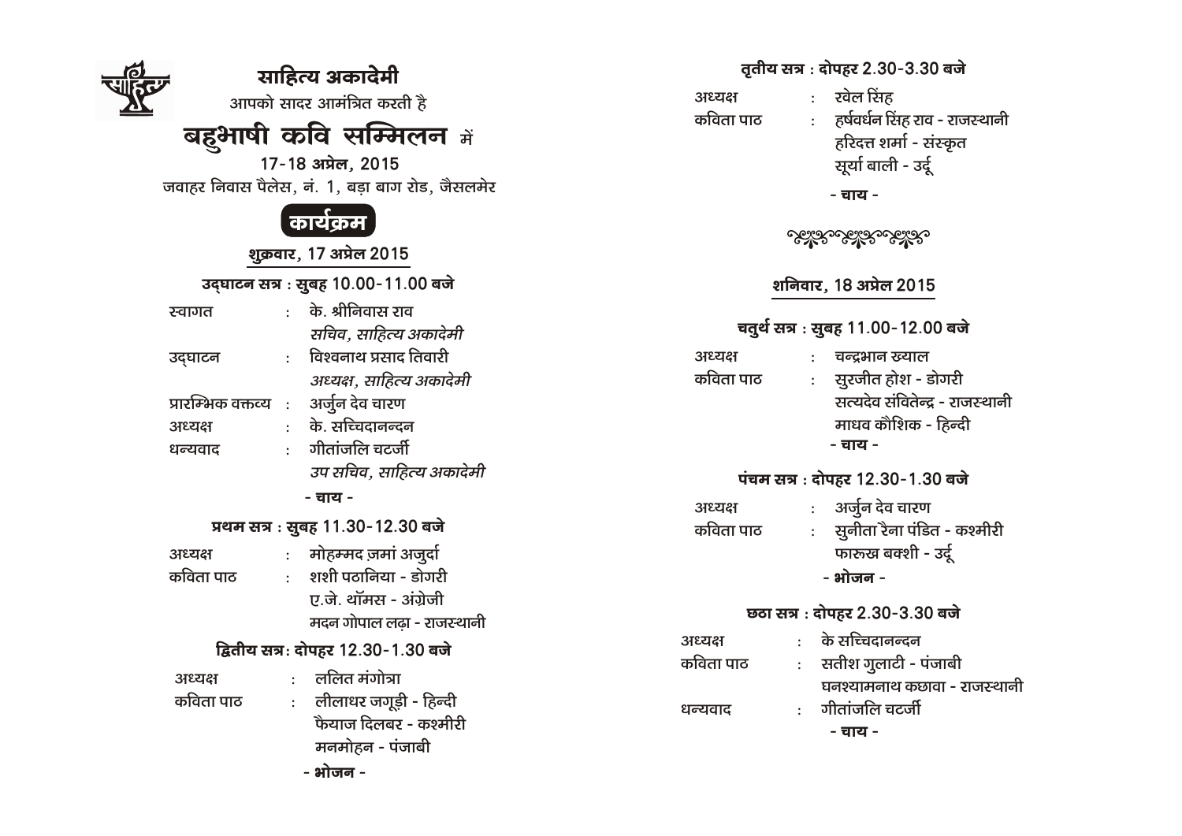# साहित्य अकादेमी

आपको सादर आमंत्रित करती है

## बहुभाषी कवि सम्मिलन में

17-18 अप्रैल, 2015

जवाहर निवास पैलेस, नं. 1, बड़ा बाग रोड, जैसलमेर

## कार्यक्रम

### शुक्रवार, 17 अप्रैल 2015

**उद्घाटन सत्र : सुबह 10.00-11.00 बजे**

स्वागत : के. श्रीनिवास राव
*सचिव, साहित्य अकादेमी*

उद्घाटन : विश्वनाथ प्रसाद तिवारी
*अध्यक्ष, साहित्य अकादेमी*

प्रारम्भिक वक्तव्य : अर्जुन देव चारण

अध्यक्ष : के. सच्चिदानन्दन

धन्यवाद : गीतांजलि चटर्जी
*उप सचिव, साहित्य अकादेमी*

**- चाय -**

**प्रथम सत्र : सुबह 11.30-12.30 बजे**

अध्यक्ष : मोहम्मद ज़मां अज़ुर्दा

कविता पाठ : शशी पठानिया - डोगरी
ए.जे. थॉमस - अंग्रेजी
मदन गोपाल लढ़ा - राजस्थानी

**द्वितीय सत्र: दोपहर 12.30-1.30 बजे**

अध्यक्ष : ललित मंगोत्रा

कविता पाठ : लीलाधर जगूड़ी - हिन्दी
फैयाज दिलबर - कश्मीरी
मनमोहन - पंजाबी

**- भोजन -**

**तृतीय सत्र : दोपहर 2.30-3.30 बजे**

अध्यक्ष : रवेल सिंह

कविता पाठ : हर्षवर्धन सिंह राव - राजस्थानी
हरिदत्त शर्मा - संस्कृत
सूर्या बाली - उर्दू

**- चाय -**

### शनिवार, 18 अप्रैल 2015

**चतुर्थ सत्र : सुबह 11.00-12.00 बजे**

अध्यक्ष : चन्द्रभान ख्याल

कविता पाठ : सुरजीत होश - डोगरी
सत्यदेव संवितेन्द्र - राजस्थानी
माधव कौशिक - हिन्दी

**- चाय -**

**पंचम सत्र : दोपहर 12.30-1.30 बजे**

अध्यक्ष : अर्जुन देव चारण

कविता पाठ : सुनीता रैना पंडित - कश्मीरी
फारूख़ बक्शी - उर्दू

**- भोजन -**

**छठा सत्र : दोपहर 2.30-3.30 बजे**

अध्यक्ष : के सच्चिदानन्दन

कविता पाठ : सतीश गुलाटी - पंजाबी
घनश्यामनाथ कछावा - राजस्थानी

धन्यवाद : गीतांजलि चटर्जी

**- चाय -**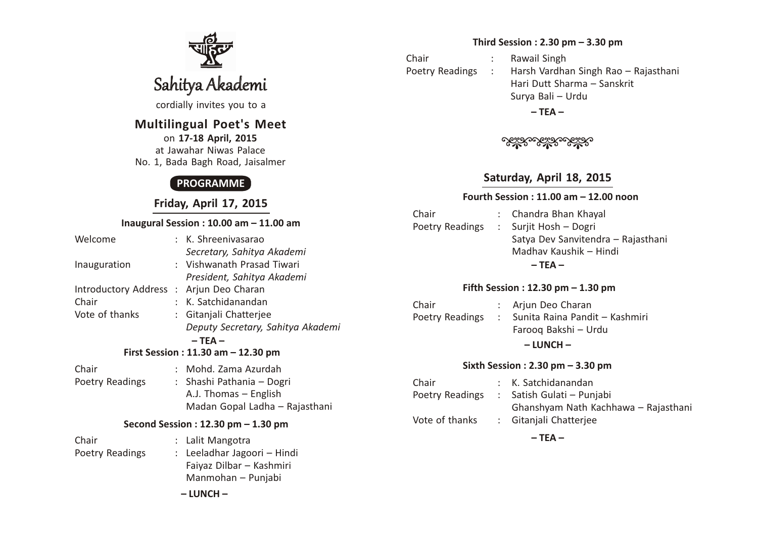# Sahitya Akademi

cordially invites you to a

## Multilingual Poet's Meet

on **17-18 April, 2015**
at Jawahar Niwas Palace
No. 1, Bada Bagh Road, Jaisalmer

**PROGRAMME**

## Friday, April 17, 2015

### Inaugural Session : 10.00 am – 11.00 am

| | | |
|---|---|---|
| Welcome | : | K. Shreenivasarao<br>*Secretary, Sahitya Akademi* |
| Inauguration | : | Vishwanath Prasad Tiwari<br>*President, Sahitya Akademi* |
| Introductory Address | : | Arjun Deo Charan |
| Chair | : | K. Satchidanandan |
| Vote of thanks | : | Gitanjali Chatterjee<br>*Deputy Secretary, Sahitya Akademi* |

– TEA –

### First Session : 11.30 am – 12.30 pm

| | | |
|---|---|---|
| Chair | : | Mohd. Zama Azurdah |
| Poetry Readings | : | Shashi Pathania – Dogri<br>A.J. Thomas – English<br>Madan Gopal Ladha – Rajasthani |

### Second Session : 12.30 pm – 1.30 pm

| | | |
|---|---|---|
| Chair | : | Lalit Mangotra |
| Poetry Readings | : | Leeladhar Jagoori – Hindi<br>Faiyaz Dilbar – Kashmiri<br>Manmohan – Punjabi |

– LUNCH –

### Third Session : 2.30 pm – 3.30 pm

| | | |
|---|---|---|
| Chair | : | Rawail Singh |
| Poetry Readings | : | Harsh Vardhan Singh Rao – Rajasthani<br>Hari Dutt Sharma – Sanskrit<br>Surya Bali – Urdu |

– TEA –

## Saturday, April 18, 2015

### Fourth Session : 11.00 am – 12.00 noon

| | | |
|---|---|---|
| Chair | : | Chandra Bhan Khayal |
| Poetry Readings | : | Surjit Hosh – Dogri<br>Satya Dev Sanvitendra – Rajasthani<br>Madhav Kaushik – Hindi |

– TEA –

### Fifth Session : 12.30 pm – 1.30 pm

| | | |
|---|---|---|
| Chair | : | Arjun Deo Charan |
| Poetry Readings | : | Sunita Raina Pandit – Kashmiri<br>Farooq Bakshi – Urdu |

– LUNCH –

### Sixth Session : 2.30 pm – 3.30 pm

| | | |
|---|---|---|
| Chair | : | K. Satchidanandan |
| Poetry Readings | : | Satish Gulati – Punjabi<br>Ghanshyam Nath Kachhawa – Rajasthani |
| Vote of thanks | : | Gitanjali Chatterjee |

– TEA –